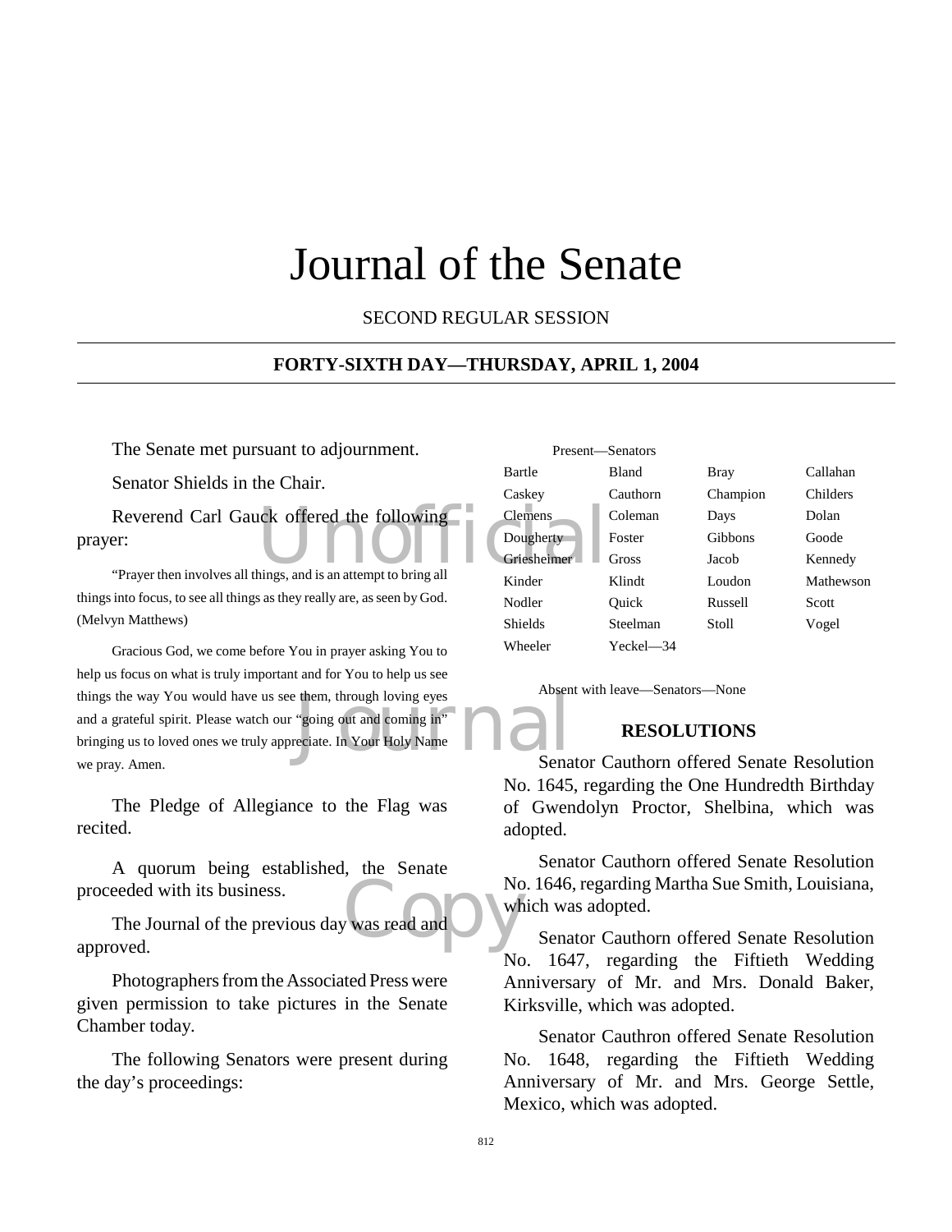# Journal of the Senate

SECOND REGULAR SESSION

## FORTY-SIXTH DAY—THURSDAY, APRIL 1, 2004

The Senate met pursuant to adjournment.

Senator Shields in the Chair.

Reverend Carl Gauck offered the following prayer:

"Prayer then involves all things, and is an attempt to bring all things into focus, to see all things as they really are, as seen by God. (Melvyn Matthews)

Gracious God, we come before You in prayer asking You to help us focus on what is truly important and for You to help us see things the way You would have us see them, through loving eyes and a grateful spirit. Please watch our "going out and coming in" bringing us to loved ones we truly appreciate. In Your Holy Name we pray. Amen.

The Pledge of Allegiance to the Flag was recited.

A quorum being established, the Senate proceeded with its business.

The Journal of the previous day was read and approved.

Photographers from the Associated Press were given permission to take pictures in the Senate Chamber today.

The following Senators were present during the day's proceedings:

Present—Senators

| | | | |
|---|---|---|---|
| Bartle | Bland | Bray | Callahan |
| Caskey | Cauthorn | Champion | Childers |
| Clemens | Coleman | Days | Dolan |
| Dougherty | Foster | Gibbons | Goode |
| Griesheimer | Gross | Jacob | Kennedy |
| Kinder | Klindt | Loudon | Mathewson |
| Nodler | Quick | Russell | Scott |
| Shields | Steelman | Stoll | Vogel |
| Wheeler | Yeckel—34 | | |

Absent with leave—Senators—None

## RESOLUTIONS

Senator Cauthorn offered Senate Resolution No. 1645, regarding the One Hundredth Birthday of Gwendolyn Proctor, Shelbina, which was adopted.

Senator Cauthorn offered Senate Resolution No. 1646, regarding Martha Sue Smith, Louisiana, which was adopted.

Senator Cauthorn offered Senate Resolution No. 1647, regarding the Fiftieth Wedding Anniversary of Mr. and Mrs. Donald Baker, Kirksville, which was adopted.

Senator Cauthron offered Senate Resolution No. 1648, regarding the Fiftieth Wedding Anniversary of Mr. and Mrs. George Settle, Mexico, which was adopted.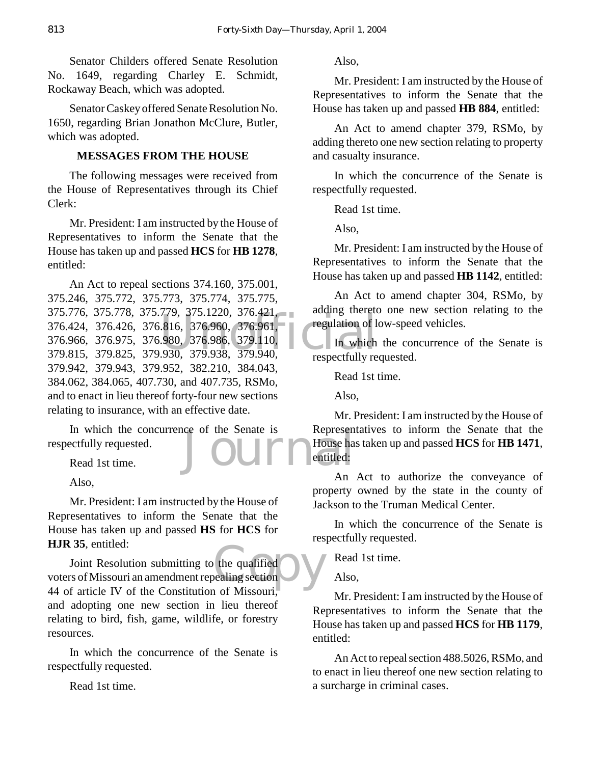Senator Childers offered Senate Resolution No. 1649, regarding Charley E. Schmidt, Rockaway Beach, which was adopted.

Senator Caskey offered Senate Resolution No. 1650, regarding Brian Jonathon McClure, Butler, which was adopted.

## MESSAGES FROM THE HOUSE

The following messages were received from the House of Representatives through its Chief Clerk:

Mr. President: I am instructed by the House of Representatives to inform the Senate that the House has taken up and passed **HCS** for **HB 1278**, entitled:

An Act to repeal sections 374.160, 375.001, 375.246, 375.772, 375.773, 375.774, 375.775, 375.776, 375.778, 375.779, 375.1220, 376.421, 376.424, 376.426, 376.816, 376.960, 376.961, 376.966, 376.975, 376.980, 376.986, 379.110, 379.815, 379.825, 379.930, 379.938, 379.940, 379.942, 379.943, 379.952, 382.210, 384.043, 384.062, 384.065, 407.730, and 407.735, RSMo, and to enact in lieu thereof forty-four new sections relating to insurance, with an effective date.

In which the concurrence of the Senate is respectfully requested.

Read 1st time.

Also,

Mr. President: I am instructed by the House of Representatives to inform the Senate that the House has taken up and passed **HS** for **HCS** for **HJR 35**, entitled:

Joint Resolution submitting to the qualified voters of Missouri an amendment repealing section 44 of article IV of the Constitution of Missouri, and adopting one new section in lieu thereof relating to bird, fish, game, wildlife, or forestry resources.

In which the concurrence of the Senate is respectfully requested.

Read 1st time.

Also,

Mr. President: I am instructed by the House of Representatives to inform the Senate that the House has taken up and passed **HB 884**, entitled:

An Act to amend chapter 379, RSMo, by adding thereto one new section relating to property and casualty insurance.

In which the concurrence of the Senate is respectfully requested.

Read 1st time.

Also,

Mr. President: I am instructed by the House of Representatives to inform the Senate that the House has taken up and passed **HB 1142**, entitled:

An Act to amend chapter 304, RSMo, by adding thereto one new section relating to the regulation of low-speed vehicles.

In which the concurrence of the Senate is respectfully requested.

Read 1st time.

Also,

Mr. President: I am instructed by the House of Representatives to inform the Senate that the House has taken up and passed **HCS** for **HB 1471**, entitled:

An Act to authorize the conveyance of property owned by the state in the county of Jackson to the Truman Medical Center.

In which the concurrence of the Senate is respectfully requested.

Read 1st time.

Also,

Mr. President: I am instructed by the House of Representatives to inform the Senate that the House has taken up and passed **HCS** for **HB 1179**, entitled:

An Act to repeal section 488.5026, RSMo, and to enact in lieu thereof one new section relating to a surcharge in criminal cases.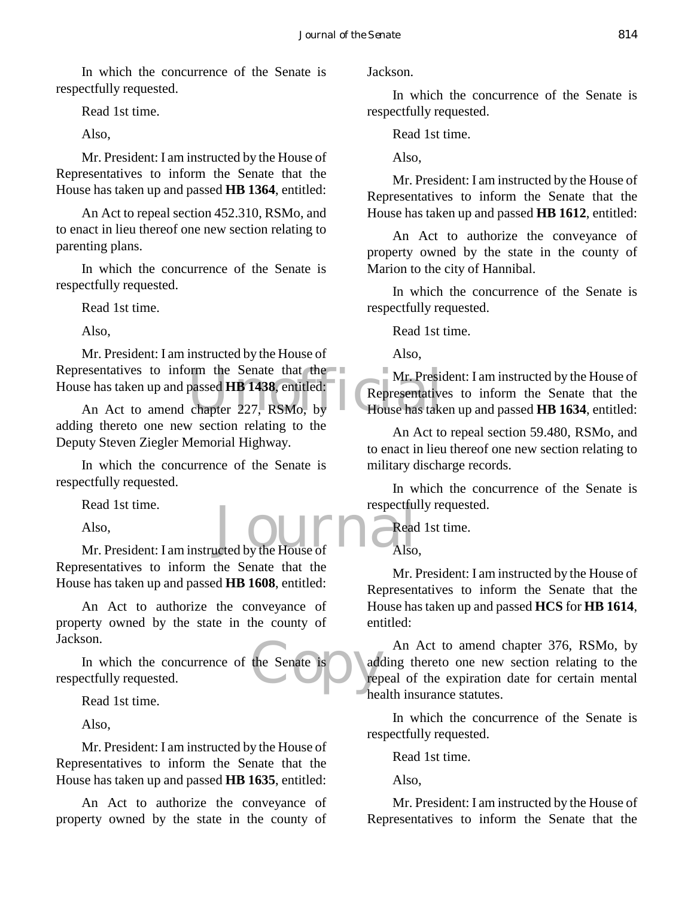In which the concurrence of the Senate is respectfully requested.

Read 1st time.

Also,

Mr. President: I am instructed by the House of Representatives to inform the Senate that the House has taken up and passed **HB 1364**, entitled:

An Act to repeal section 452.310, RSMo, and to enact in lieu thereof one new section relating to parenting plans.

In which the concurrence of the Senate is respectfully requested.

Read 1st time.

Also,

Mr. President: I am instructed by the House of Representatives to inform the Senate that the House has taken up and passed **HB 1438**, entitled:

An Act to amend chapter 227, RSMo, by adding thereto one new section relating to the Deputy Steven Ziegler Memorial Highway.

In which the concurrence of the Senate is respectfully requested.

Read 1st time.

Also,

Mr. President: I am instructed by the House of Representatives to inform the Senate that the House has taken up and passed **HB 1608**, entitled:

An Act to authorize the conveyance of property owned by the state in the county of Jackson.

In which the concurrence of the Senate is respectfully requested.

Read 1st time.

Also,

Mr. President: I am instructed by the House of Representatives to inform the Senate that the House has taken up and passed **HB 1635**, entitled:

An Act to authorize the conveyance of property owned by the state in the county of Jackson.

In which the concurrence of the Senate is respectfully requested.

Read 1st time.

Also,

Mr. President: I am instructed by the House of Representatives to inform the Senate that the House has taken up and passed **HB 1612**, entitled:

An Act to authorize the conveyance of property owned by the state in the county of Marion to the city of Hannibal.

In which the concurrence of the Senate is respectfully requested.

Read 1st time.

Also,

Mr. President: I am instructed by the House of Representatives to inform the Senate that the House has taken up and passed **HB 1634**, entitled:

An Act to repeal section 59.480, RSMo, and to enact in lieu thereof one new section relating to military discharge records.

In which the concurrence of the Senate is respectfully requested.

Read 1st time.

Also,

Mr. President: I am instructed by the House of Representatives to inform the Senate that the House has taken up and passed **HCS** for **HB 1614**, entitled:

An Act to amend chapter 376, RSMo, by adding thereto one new section relating to the repeal of the expiration date for certain mental health insurance statutes.

In which the concurrence of the Senate is respectfully requested.

Read 1st time.

Also,

Mr. President: I am instructed by the House of Representatives to inform the Senate that the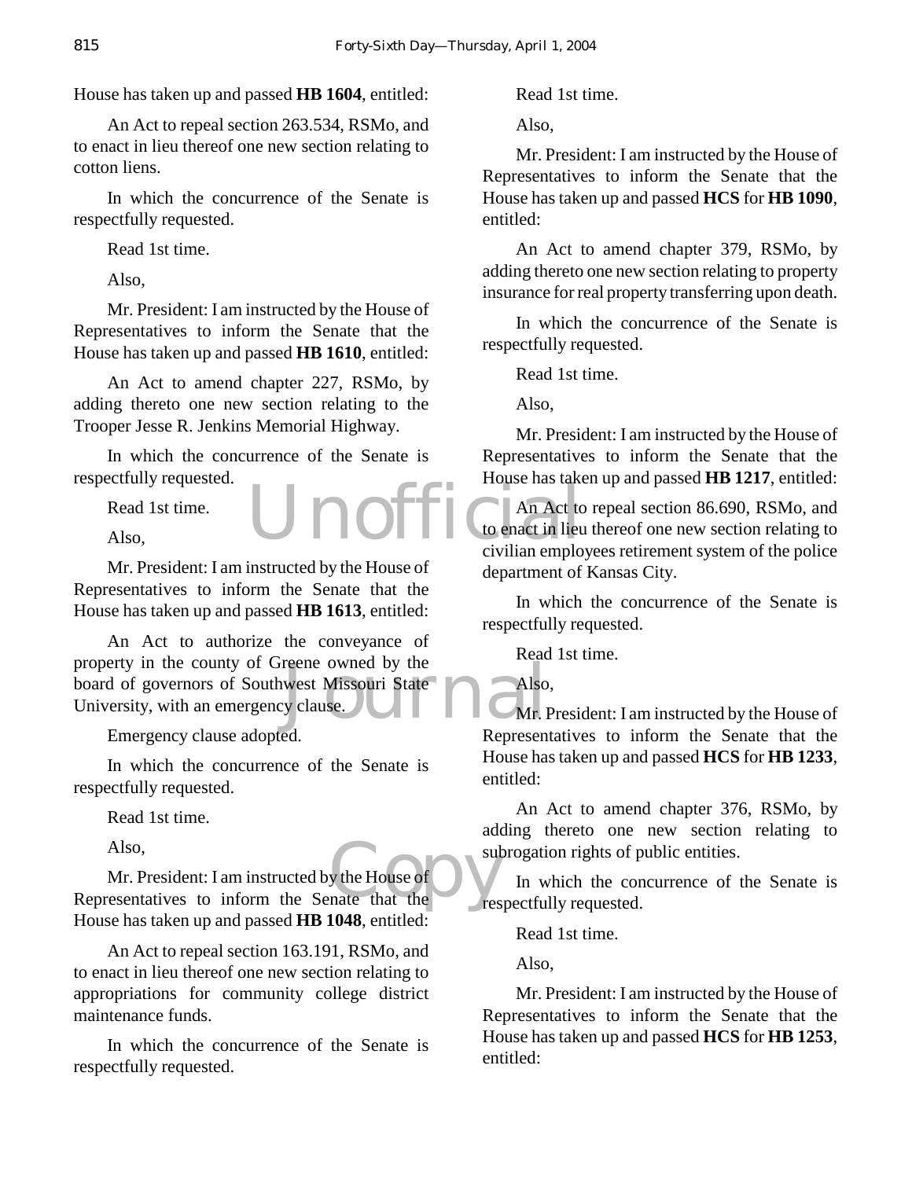House has taken up and passed **HB 1604**, entitled:

An Act to repeal section 263.534, RSMo, and to enact in lieu thereof one new section relating to cotton liens.

In which the concurrence of the Senate is respectfully requested.

Read 1st time.

Also,

Mr. President: I am instructed by the House of Representatives to inform the Senate that the House has taken up and passed **HB 1610**, entitled:

An Act to amend chapter 227, RSMo, by adding thereto one new section relating to the Trooper Jesse R. Jenkins Memorial Highway.

In which the concurrence of the Senate is respectfully requested.

Read 1st time.

Also,

Mr. President: I am instructed by the House of Representatives to inform the Senate that the House has taken up and passed **HB 1613**, entitled:

An Act to authorize the conveyance of property in the county of Greene owned by the board of governors of Southwest Missouri State University, with an emergency clause.

Emergency clause adopted.

In which the concurrence of the Senate is respectfully requested.

Read 1st time.

Also,

Mr. President: I am instructed by the House of Representatives to inform the Senate that the House has taken up and passed **HB 1048**, entitled:

An Act to repeal section 163.191, RSMo, and to enact in lieu thereof one new section relating to appropriations for community college district maintenance funds.

In which the concurrence of the Senate is respectfully requested.

Read 1st time.

Also,

Mr. President: I am instructed by the House of Representatives to inform the Senate that the House has taken up and passed **HCS** for **HB 1090**, entitled:

An Act to amend chapter 379, RSMo, by adding thereto one new section relating to property insurance for real property transferring upon death.

In which the concurrence of the Senate is respectfully requested.

Read 1st time.

Also,

Mr. President: I am instructed by the House of Representatives to inform the Senate that the House has taken up and passed **HB 1217**, entitled:

An Act to repeal section 86.690, RSMo, and to enact in lieu thereof one new section relating to civilian employees retirement system of the police department of Kansas City.

In which the concurrence of the Senate is respectfully requested.

Read 1st time.

Also,

Mr. President: I am instructed by the House of Representatives to inform the Senate that the House has taken up and passed **HCS** for **HB 1233**, entitled:

An Act to amend chapter 376, RSMo, by adding thereto one new section relating to subrogation rights of public entities.

In which the concurrence of the Senate is respectfully requested.

Read 1st time.

Also,

Mr. President: I am instructed by the House of Representatives to inform the Senate that the House has taken up and passed **HCS** for **HB 1253**, entitled: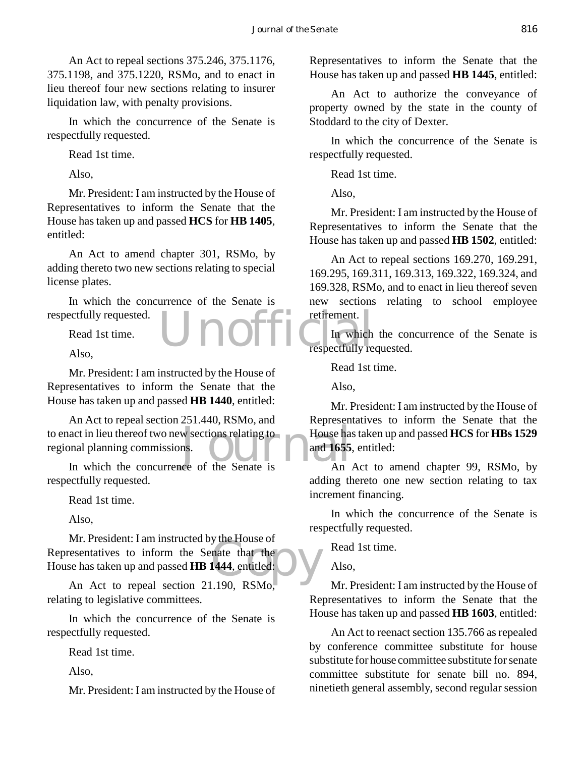An Act to repeal sections 375.246, 375.1176, 375.1198, and 375.1220, RSMo, and to enact in lieu thereof four new sections relating to insurer liquidation law, with penalty provisions.

In which the concurrence of the Senate is respectfully requested.

Read 1st time.

Also,

Mr. President: I am instructed by the House of Representatives to inform the Senate that the House has taken up and passed **HCS** for **HB 1405**, entitled:

An Act to amend chapter 301, RSMo, by adding thereto two new sections relating to special license plates.

In which the concurrence of the Senate is respectfully requested.

Read 1st time.

Also,

Mr. President: I am instructed by the House of Representatives to inform the Senate that the House has taken up and passed **HB 1440**, entitled:

An Act to repeal section 251.440, RSMo, and to enact in lieu thereof two new sections relating to regional planning commissions.

In which the concurrence of the Senate is respectfully requested.

Read 1st time.

Also,

Mr. President: I am instructed by the House of Representatives to inform the Senate that the House has taken up and passed **HB 1444**, entitled:

An Act to repeal section 21.190, RSMo, relating to legislative committees.

In which the concurrence of the Senate is respectfully requested.

Read 1st time.

Also,

Mr. President: I am instructed by the House of Representatives to inform the Senate that the House has taken up and passed **HB 1445**, entitled:

An Act to authorize the conveyance of property owned by the state in the county of Stoddard to the city of Dexter.

In which the concurrence of the Senate is respectfully requested.

Read 1st time.

Also,

Mr. President: I am instructed by the House of Representatives to inform the Senate that the House has taken up and passed **HB 1502**, entitled:

An Act to repeal sections 169.270, 169.291, 169.295, 169.311, 169.313, 169.322, 169.324, and 169.328, RSMo, and to enact in lieu thereof seven new sections relating to school employee retirement.

In which the concurrence of the Senate is respectfully requested.

Read 1st time.

Also,

Mr. President: I am instructed by the House of Representatives to inform the Senate that the House has taken up and passed **HCS** for **HBs 1529** and **1655**, entitled:

An Act to amend chapter 99, RSMo, by adding thereto one new section relating to tax increment financing.

In which the concurrence of the Senate is respectfully requested.

Read 1st time.

Also,

Mr. President: I am instructed by the House of Representatives to inform the Senate that the House has taken up and passed **HB 1603**, entitled:

An Act to reenact section 135.766 as repealed by conference committee substitute for house substitute for house committee substitute for senate committee substitute for senate bill no. 894, ninetieth general assembly, second regular session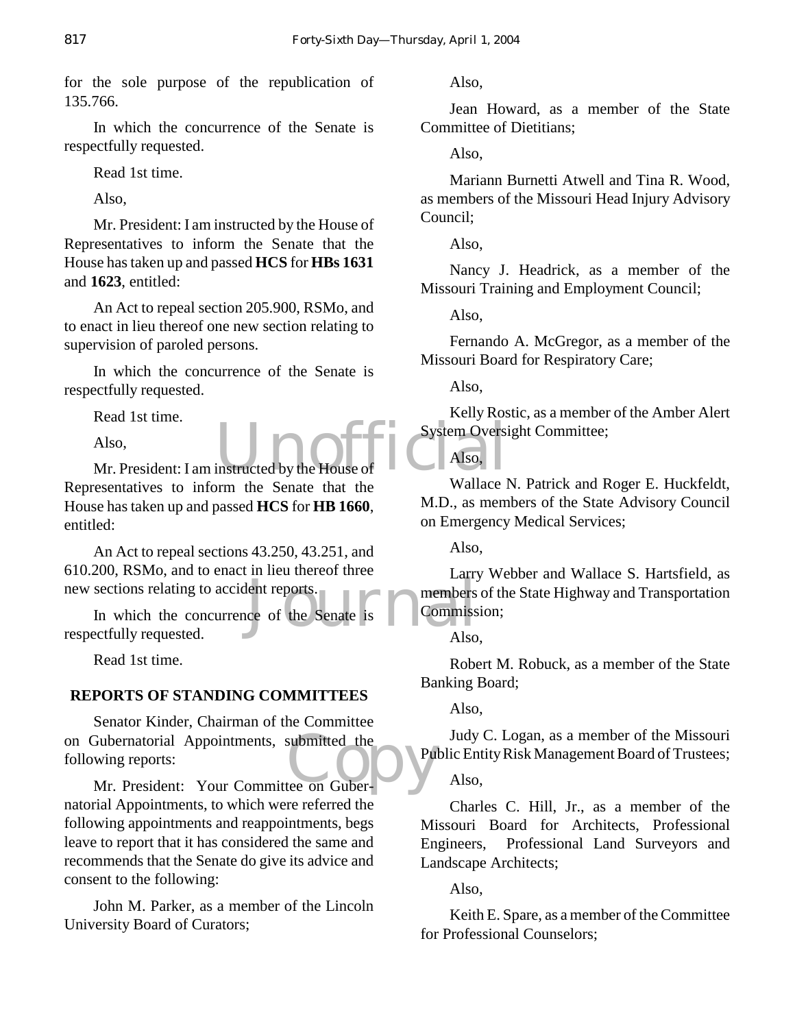for the sole purpose of the republication of 135.766.

In which the concurrence of the Senate is respectfully requested.

Read 1st time.

Also,

Mr. President: I am instructed by the House of Representatives to inform the Senate that the House has taken up and passed **HCS** for **HBs 1631** and **1623**, entitled:

An Act to repeal section 205.900, RSMo, and to enact in lieu thereof one new section relating to supervision of paroled persons.

In which the concurrence of the Senate is respectfully requested.

Read 1st time.

Also,

Mr. President: I am instructed by the House of Representatives to inform the Senate that the House has taken up and passed **HCS** for **HB 1660**, entitled:

An Act to repeal sections 43.250, 43.251, and 610.200, RSMo, and to enact in lieu thereof three new sections relating to accident reports.

In which the concurrence of the Senate is respectfully requested.

Read 1st time.

## REPORTS OF STANDING COMMITTEES

Senator Kinder, Chairman of the Committee on Gubernatorial Appointments, submitted the following reports:

Mr. President: Your Committee on Gubernatorial Appointments, to which were referred the following appointments and reappointments, begs leave to report that it has considered the same and recommends that the Senate do give its advice and consent to the following:

John M. Parker, as a member of the Lincoln University Board of Curators;

Also,

Jean Howard, as a member of the State Committee of Dietitians;

Also,

Mariann Burnetti Atwell and Tina R. Wood, as members of the Missouri Head Injury Advisory Council;

Also,

Nancy J. Headrick, as a member of the Missouri Training and Employment Council;

Also,

Fernando A. McGregor, as a member of the Missouri Board for Respiratory Care;

Also,

Kelly Rostic, as a member of the Amber Alert System Oversight Committee;

Also,

Wallace N. Patrick and Roger E. Huckfeldt, M.D., as members of the State Advisory Council on Emergency Medical Services;

Also,

Larry Webber and Wallace S. Hartsfield, as members of the State Highway and Transportation Commission;

Also,

Robert M. Robuck, as a member of the State Banking Board;

Also,

Judy C. Logan, as a member of the Missouri Public Entity Risk Management Board of Trustees;

Also,

Charles C. Hill, Jr., as a member of the Missouri Board for Architects, Professional Engineers, Professional Land Surveyors and Landscape Architects;

Also,

Keith E. Spare, as a member of the Committee for Professional Counselors;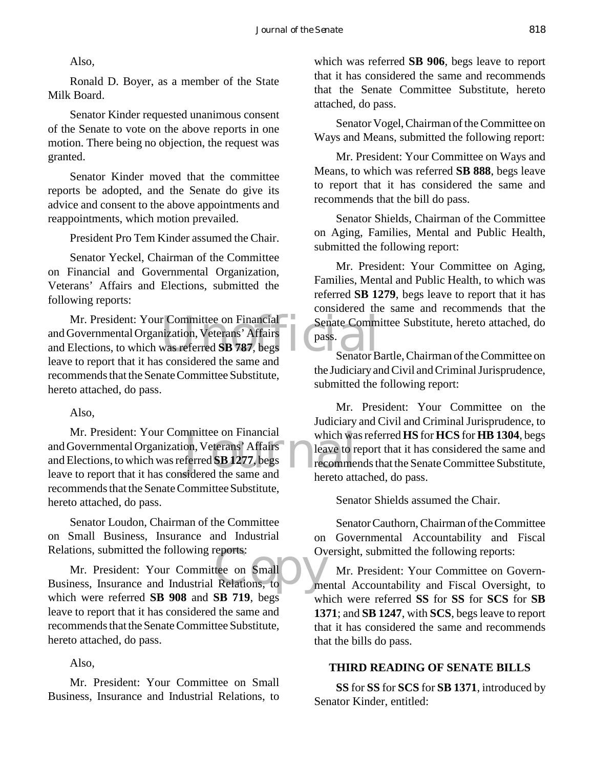Also,

Ronald D. Boyer, as a member of the State Milk Board.

Senator Kinder requested unanimous consent of the Senate to vote on the above reports in one motion. There being no objection, the request was granted.

Senator Kinder moved that the committee reports be adopted, and the Senate do give its advice and consent to the above appointments and reappointments, which motion prevailed.

President Pro Tem Kinder assumed the Chair.

Senator Yeckel, Chairman of the Committee on Financial and Governmental Organization, Veterans' Affairs and Elections, submitted the following reports:

Mr. President: Your Committee on Financial and Governmental Organization, Veterans' Affairs and Elections, to which was referred **SB 787**, begs leave to report that it has considered the same and recommends that the Senate Committee Substitute, hereto attached, do pass.

Also,

Mr. President: Your Committee on Financial and Governmental Organization, Veterans' Affairs and Elections, to which was referred **SB 1277**, begs leave to report that it has considered the same and recommends that the Senate Committee Substitute, hereto attached, do pass.

Senator Loudon, Chairman of the Committee on Small Business, Insurance and Industrial Relations, submitted the following reports:

Mr. President: Your Committee on Small Business, Insurance and Industrial Relations, to which were referred **SB 908** and **SB 719**, begs leave to report that it has considered the same and recommends that the Senate Committee Substitute, hereto attached, do pass.

Also,

Mr. President: Your Committee on Small Business, Insurance and Industrial Relations, to which was referred **SB 906**, begs leave to report that it has considered the same and recommends that the Senate Committee Substitute, hereto attached, do pass.

Senator Vogel, Chairman of the Committee on Ways and Means, submitted the following report:

Mr. President: Your Committee on Ways and Means, to which was referred **SB 888**, begs leave to report that it has considered the same and recommends that the bill do pass.

Senator Shields, Chairman of the Committee on Aging, Families, Mental and Public Health, submitted the following report:

Mr. President: Your Committee on Aging, Families, Mental and Public Health, to which was referred **SB 1279**, begs leave to report that it has considered the same and recommends that the Senate Committee Substitute, hereto attached, do pass.

Senator Bartle, Chairman of the Committee on the Judiciary and Civil and Criminal Jurisprudence, submitted the following report:

Mr. President: Your Committee on the Judiciary and Civil and Criminal Jurisprudence, to which was referred **HS** for **HCS** for **HB 1304**, begs leave to report that it has considered the same and recommends that the Senate Committee Substitute, hereto attached, do pass.

Senator Shields assumed the Chair.

Senator Cauthorn, Chairman of the Committee on Governmental Accountability and Fiscal Oversight, submitted the following reports:

Mr. President: Your Committee on Governmental Accountability and Fiscal Oversight, to which were referred **SS** for **SS** for **SCS** for **SB 1371**; and **SB 1247**, with **SCS**, begs leave to report that it has considered the same and recommends that the bills do pass.

## THIRD READING OF SENATE BILLS

**SS** for **SS** for **SCS** for **SB 1371**, introduced by Senator Kinder, entitled: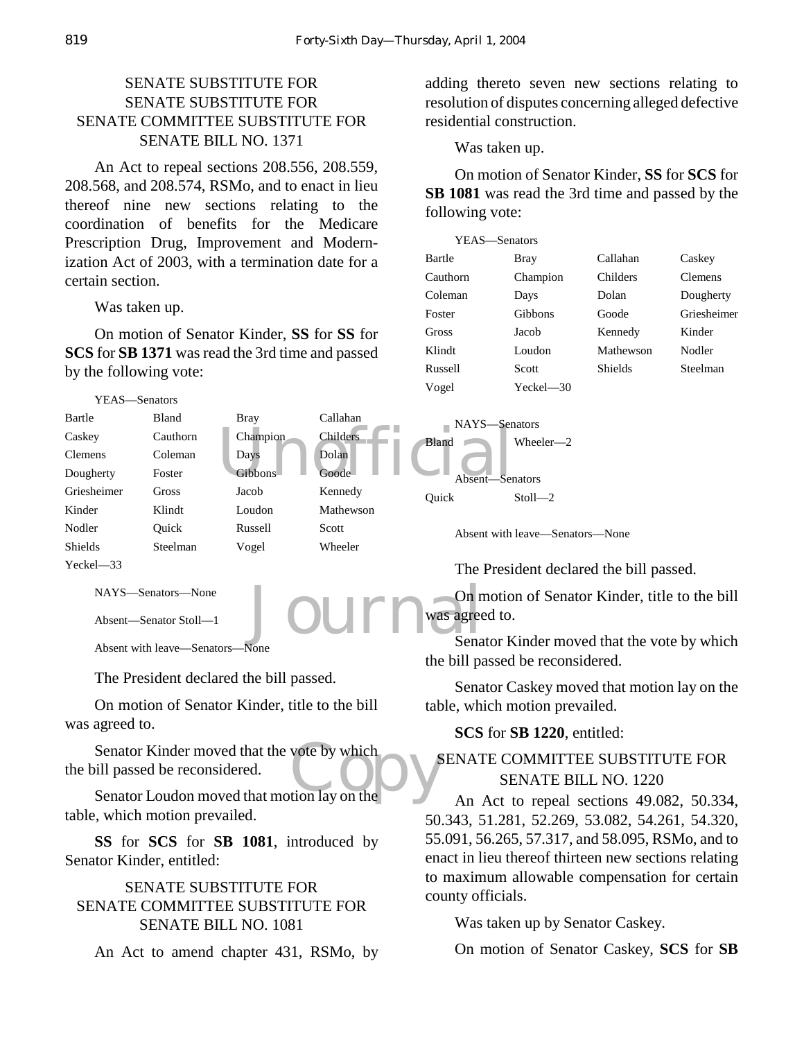SENATE SUBSTITUTE FOR
SENATE SUBSTITUTE FOR
SENATE COMMITTEE SUBSTITUTE FOR
SENATE BILL NO. 1371

An Act to repeal sections 208.556, 208.559, 208.568, and 208.574, RSMo, and to enact in lieu thereof nine new sections relating to the coordination of benefits for the Medicare Prescription Drug, Improvement and Modernization Act of 2003, with a termination date for a certain section.

Was taken up.

On motion of Senator Kinder, **SS** for **SS** for **SCS** for **SB 1371** was read the 3rd time and passed by the following vote:

YEAS—Senators

| | | | |
|---|---|---|---|
| Bartle | Bland | Bray | Callahan |
| Caskey | Cauthorn | Champion | Childers |
| Clemens | Coleman | Days | Dolan |
| Dougherty | Foster | Gibbons | Goode |
| Griesheimer | Gross | Jacob | Kennedy |
| Kinder | Klindt | Loudon | Mathewson |
| Nodler | Quick | Russell | Scott |
| Shields | Steelman | Vogel | Wheeler |
| Yeckel—33 | | | |

NAYS—Senators—None

Absent—Senator Stoll—1

Absent with leave—Senators—None

The President declared the bill passed.

On motion of Senator Kinder, title to the bill was agreed to.

Senator Kinder moved that the vote by which the bill passed be reconsidered.

Senator Loudon moved that motion lay on the table, which motion prevailed.

**SS** for **SCS** for **SB 1081**, introduced by Senator Kinder, entitled:

SENATE SUBSTITUTE FOR
SENATE COMMITTEE SUBSTITUTE FOR
SENATE BILL NO. 1081

An Act to amend chapter 431, RSMo, by adding thereto seven new sections relating to resolution of disputes concerning alleged defective residential construction.

Was taken up.

On motion of Senator Kinder, **SS** for **SCS** for **SB 1081** was read the 3rd time and passed by the following vote:

YEAS—Senators

| | | | |
|---|---|---|---|
| Bartle | Bray | Callahan | Caskey |
| Cauthorn | Champion | Childers | Clemens |
| Coleman | Days | Dolan | Dougherty |
| Foster | Gibbons | Goode | Griesheimer |
| Gross | Jacob | Kennedy | Kinder |
| Klindt | Loudon | Mathewson | Nodler |
| Russell | Scott | Shields | Steelman |
| Vogel | Yeckel—30 | | |

NAYS—Senators

| | |
|---|---|
| Bland | Wheeler—2 |

Absent—Senators

| | |
|---|---|
| Quick | Stoll—2 |

Absent with leave—Senators—None

The President declared the bill passed.

On motion of Senator Kinder, title to the bill was agreed to.

Senator Kinder moved that the vote by which the bill passed be reconsidered.

Senator Caskey moved that motion lay on the table, which motion prevailed.

**SCS** for **SB 1220**, entitled:

SENATE COMMITTEE SUBSTITUTE FOR
SENATE BILL NO. 1220

An Act to repeal sections 49.082, 50.334, 50.343, 51.281, 52.269, 53.082, 54.261, 54.320, 55.091, 56.265, 57.317, and 58.095, RSMo, and to enact in lieu thereof thirteen new sections relating to maximum allowable compensation for certain county officials.

Was taken up by Senator Caskey.

On motion of Senator Caskey, **SCS** for **SB**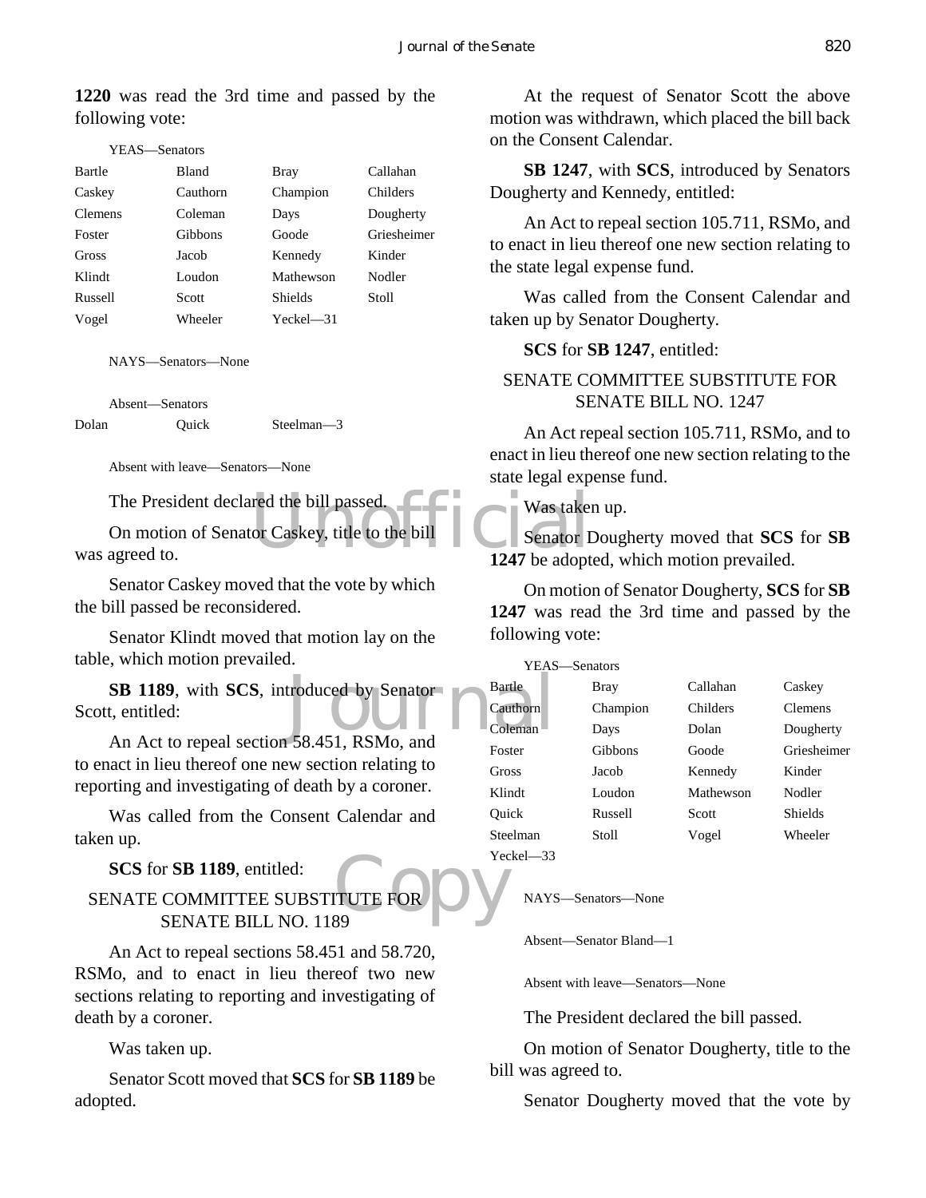**1220** was read the 3rd time and passed by the following vote:

YEAS—Senators

| | | | |
|---|---|---|---|
| Bartle | Bland | Bray | Callahan |
| Caskey | Cauthorn | Champion | Childers |
| Clemens | Coleman | Days | Dougherty |
| Foster | Gibbons | Goode | Griesheimer |
| Gross | Jacob | Kennedy | Kinder |
| Klindt | Loudon | Mathewson | Nodler |
| Russell | Scott | Shields | Stoll |
| Vogel | Wheeler | Yeckel—31 | |

NAYS—Senators—None

Absent—Senators

| | | |
|---|---|---|
| Dolan | Quick | Steelman—3 |

Absent with leave—Senators—None

The President declared the bill passed.

On motion of Senator Caskey, title to the bill was agreed to.

Senator Caskey moved that the vote by which the bill passed be reconsidered.

Senator Klindt moved that motion lay on the table, which motion prevailed.

**SB 1189**, with **SCS**, introduced by Senator Scott, entitled:

An Act to repeal section 58.451, RSMo, and to enact in lieu thereof one new section relating to reporting and investigating of death by a coroner.

Was called from the Consent Calendar and taken up.

**SCS** for **SB 1189**, entitled:

SENATE COMMITTEE SUBSTITUTE FOR SENATE BILL NO. 1189

An Act to repeal sections 58.451 and 58.720, RSMo, and to enact in lieu thereof two new sections relating to reporting and investigating of death by a coroner.

Was taken up.

Senator Scott moved that **SCS** for **SB 1189** be adopted.

At the request of Senator Scott the above motion was withdrawn, which placed the bill back on the Consent Calendar.

**SB 1247**, with **SCS**, introduced by Senators Dougherty and Kennedy, entitled:

An Act to repeal section 105.711, RSMo, and to enact in lieu thereof one new section relating to the state legal expense fund.

Was called from the Consent Calendar and taken up by Senator Dougherty.

**SCS** for **SB 1247**, entitled:

SENATE COMMITTEE SUBSTITUTE FOR SENATE BILL NO. 1247

An Act repeal section 105.711, RSMo, and to enact in lieu thereof one new section relating to the state legal expense fund.

Was taken up.

Senator Dougherty moved that **SCS** for **SB 1247** be adopted, which motion prevailed.

On motion of Senator Dougherty, **SCS** for **SB 1247** was read the 3rd time and passed by the following vote:

YEAS—Senators

| | | | |
|---|---|---|---|
| Bartle | Bray | Callahan | Caskey |
| Cauthorn | Champion | Childers | Clemens |
| Coleman | Days | Dolan | Dougherty |
| Foster | Gibbons | Goode | Griesheimer |
| Gross | Jacob | Kennedy | Kinder |
| Klindt | Loudon | Mathewson | Nodler |
| Quick | Russell | Scott | Shields |
| Steelman | Stoll | Vogel | Wheeler |
| Yeckel—33 | | | |

NAYS—Senators—None

Absent—Senator Bland—1

Absent with leave—Senators—None

The President declared the bill passed.

On motion of Senator Dougherty, title to the bill was agreed to.

Senator Dougherty moved that the vote by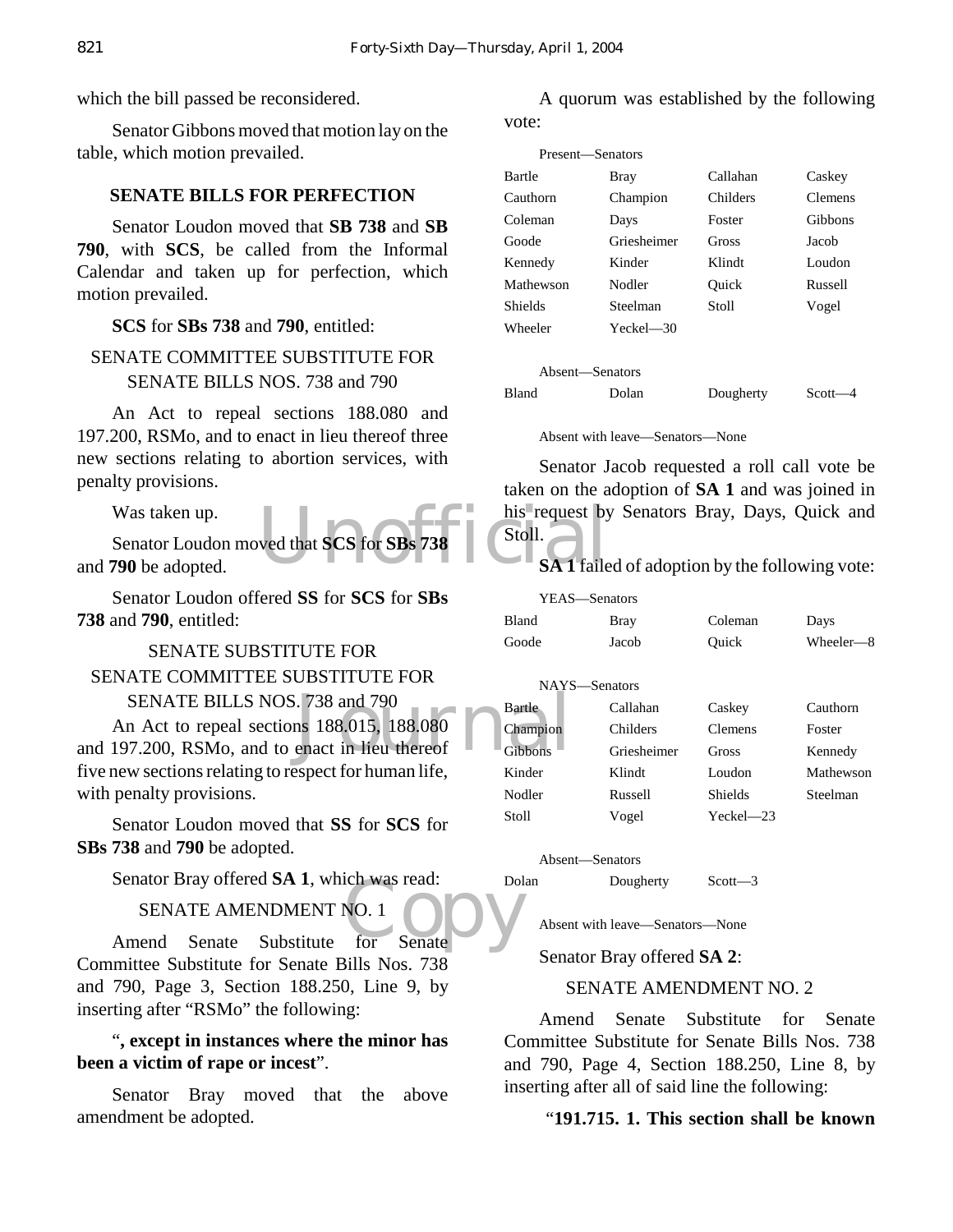which the bill passed be reconsidered.

Senator Gibbons moved that motion lay on the table, which motion prevailed.

## SENATE BILLS FOR PERFECTION

Senator Loudon moved that **SB 738** and **SB 790**, with **SCS**, be called from the Informal Calendar and taken up for perfection, which motion prevailed.

**SCS** for **SBs 738** and **790**, entitled:

SENATE COMMITTEE SUBSTITUTE FOR SENATE BILLS NOS. 738 and 790

An Act to repeal sections 188.080 and 197.200, RSMo, and to enact in lieu thereof three new sections relating to abortion services, with penalty provisions.

Was taken up.

Senator Loudon moved that **SCS** for **SBs 738** and **790** be adopted.

Senator Loudon offered **SS** for **SCS** for **SBs 738** and **790**, entitled:

SENATE SUBSTITUTE FOR SENATE COMMITTEE SUBSTITUTE FOR SENATE BILLS NOS. 738 and 790

An Act to repeal sections 188.015, 188.080 and 197.200, RSMo, and to enact in lieu thereof five new sections relating to respect for human life, with penalty provisions.

Senator Loudon moved that **SS** for **SCS** for **SBs 738** and **790** be adopted.

Senator Bray offered **SA 1**, which was read:

SENATE AMENDMENT NO. 1

Amend Senate Substitute for Senate Committee Substitute for Senate Bills Nos. 738 and 790, Page 3, Section 188.250, Line 9, by inserting after "RSMo" the following:

"**, except in instances where the minor has been a victim of rape or incest**".

Senator Bray moved that the above amendment be adopted.

A quorum was established by the following vote:

Present—Senators

| | | | |
|---|---|---|---|
| Bartle | Bray | Callahan | Caskey |
| Cauthorn | Champion | Childers | Clemens |
| Coleman | Days | Foster | Gibbons |
| Goode | Griesheimer | Gross | Jacob |
| Kennedy | Kinder | Klindt | Loudon |
| Mathewson | Nodler | Quick | Russell |
| Shields | Steelman | Stoll | Vogel |
| Wheeler | Yeckel—30 | | |

Absent—Senators

| | | | |
|---|---|---|---|
| Bland | Dolan | Dougherty | Scott—4 |

Absent with leave—Senators—None

Senator Jacob requested a roll call vote be taken on the adoption of **SA 1** and was joined in his request by Senators Bray, Days, Quick and Stoll.

**SA 1** failed of adoption by the following vote:

YEAS—Senators

| | | | |
|---|---|---|---|
| Bland | Bray | Coleman | Days |
| Goode | Jacob | Quick | Wheeler—8 |

NAYS—Senators

| | | | |
|---|---|---|---|
| Bartle | Callahan | Caskey | Cauthorn |
| Champion | Childers | Clemens | Foster |
| Gibbons | Griesheimer | Gross | Kennedy |
| Kinder | Klindt | Loudon | Mathewson |
| Nodler | Russell | Shields | Steelman |
| Stoll | Vogel | Yeckel—23 | |

Absent—Senators

| | | |
|---|---|---|
| Dolan | Dougherty | Scott—3 |

Absent with leave—Senators—None

Senator Bray offered **SA 2**:

SENATE AMENDMENT NO. 2

Amend Senate Substitute for Senate Committee Substitute for Senate Bills Nos. 738 and 790, Page 4, Section 188.250, Line 8, by inserting after all of said line the following:

"**191.715. 1. This section shall be known**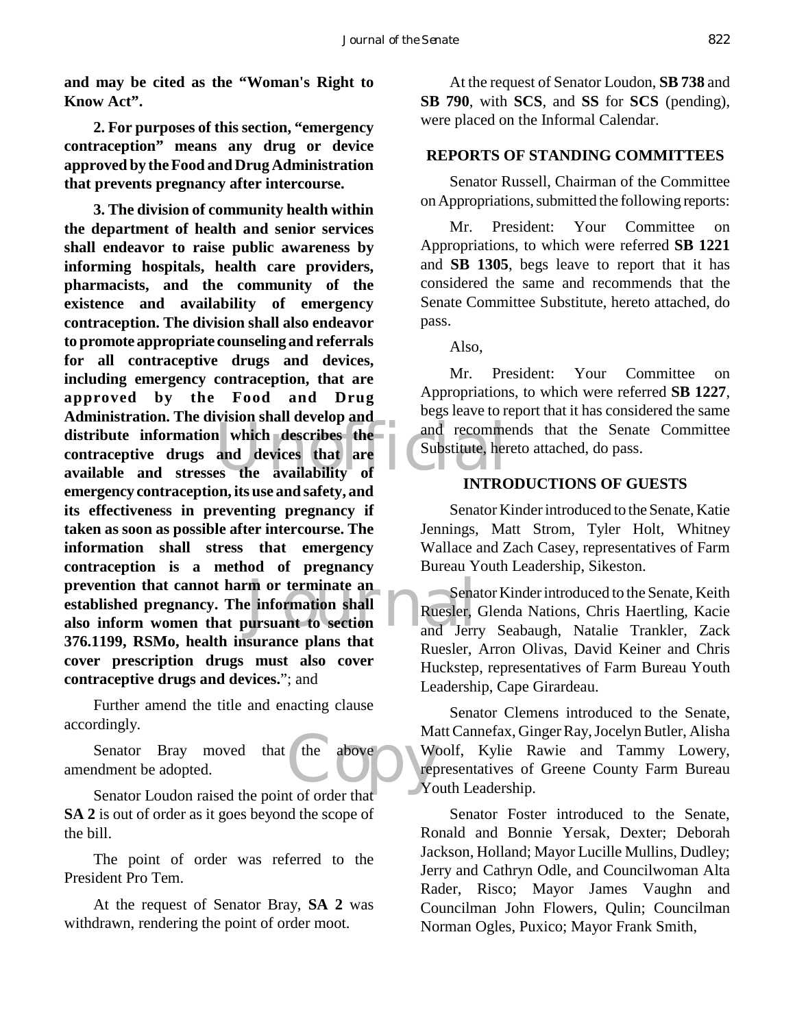**and may be cited as the "Woman's Right to Know Act".**

**2. For purposes of this section, "emergency contraception" means any drug or device approved by the Food and Drug Administration that prevents pregnancy after intercourse.**

**3. The division of community health within the department of health and senior services shall endeavor to raise public awareness by informing hospitals, health care providers, pharmacists, and the community of the existence and availability of emergency contraception. The division shall also endeavor to promote appropriate counseling and referrals for all contraceptive drugs and devices, including emergency contraception, that are approved by the Food and Drug Administration. The division shall develop and distribute information which describes the contraceptive drugs and devices that are available and stresses the availability of emergency contraception, its use and safety, and its effectiveness in preventing pregnancy if taken as soon as possible after intercourse. The information shall stress that emergency contraception is a method of pregnancy prevention that cannot harm or terminate an established pregnancy. The information shall also inform women that pursuant to section 376.1199, RSMo, health insurance plans that cover prescription drugs must also cover contraceptive drugs and devices.**"; and

Further amend the title and enacting clause accordingly.

Senator Bray moved that the above amendment be adopted.

Senator Loudon raised the point of order that **SA 2** is out of order as it goes beyond the scope of the bill.

The point of order was referred to the President Pro Tem.

At the request of Senator Bray, **SA 2** was withdrawn, rendering the point of order moot.

At the request of Senator Loudon, **SB 738** and **SB 790**, with **SCS**, and **SS** for **SCS** (pending), were placed on the Informal Calendar.

## REPORTS OF STANDING COMMITTEES

Senator Russell, Chairman of the Committee on Appropriations, submitted the following reports:

Mr. President: Your Committee on Appropriations, to which were referred **SB 1221** and **SB 1305**, begs leave to report that it has considered the same and recommends that the Senate Committee Substitute, hereto attached, do pass.

Also,

Mr. President: Your Committee on Appropriations, to which were referred **SB 1227**, begs leave to report that it has considered the same and recommends that the Senate Committee Substitute, hereto attached, do pass.

## INTRODUCTIONS OF GUESTS

Senator Kinder introduced to the Senate, Katie Jennings, Matt Strom, Tyler Holt, Whitney Wallace and Zach Casey, representatives of Farm Bureau Youth Leadership, Sikeston.

Senator Kinder introduced to the Senate, Keith Ruesler, Glenda Nations, Chris Haertling, Kacie and Jerry Seabaugh, Natalie Trankler, Zack Ruesler, Arron Olivas, David Keiner and Chris Huckstep, representatives of Farm Bureau Youth Leadership, Cape Girardeau.

Senator Clemens introduced to the Senate, Matt Cannefax, Ginger Ray, Jocelyn Butler, Alisha Woolf, Kylie Rawie and Tammy Lowery, representatives of Greene County Farm Bureau Youth Leadership.

Senator Foster introduced to the Senate, Ronald and Bonnie Yersak, Dexter; Deborah Jackson, Holland; Mayor Lucille Mullins, Dudley; Jerry and Cathryn Odle, and Councilwoman Alta Rader, Risco; Mayor James Vaughn and Councilman John Flowers, Qulin; Councilman Norman Ogles, Puxico; Mayor Frank Smith,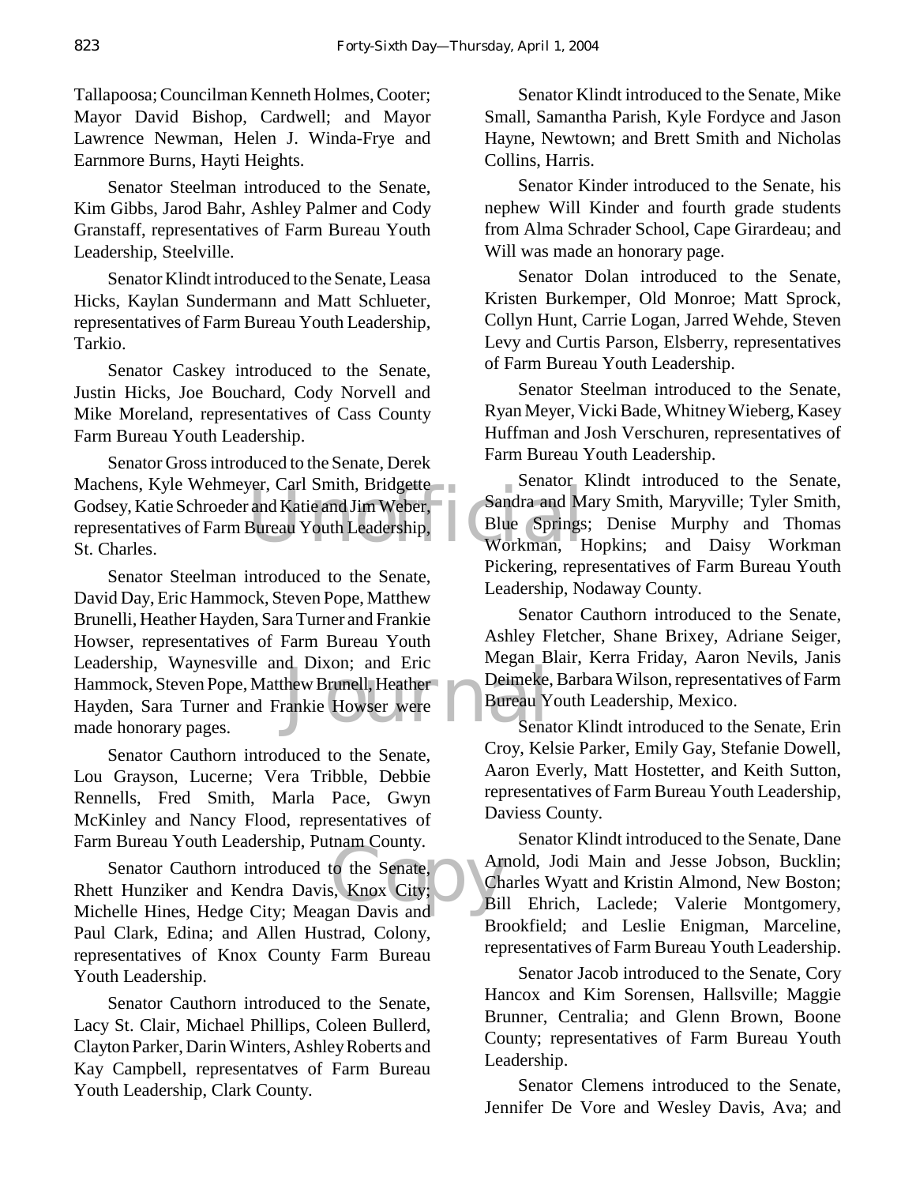Tallapoosa; Councilman Kenneth Holmes, Cooter; Mayor David Bishop, Cardwell; and Mayor Lawrence Newman, Helen J. Winda-Frye and Earnmore Burns, Hayti Heights.

Senator Steelman introduced to the Senate, Kim Gibbs, Jarod Bahr, Ashley Palmer and Cody Granstaff, representatives of Farm Bureau Youth Leadership, Steelville.

Senator Klindt introduced to the Senate, Leasa Hicks, Kaylan Sundermann and Matt Schlueter, representatives of Farm Bureau Youth Leadership, Tarkio.

Senator Caskey introduced to the Senate, Justin Hicks, Joe Bouchard, Cody Norvell and Mike Moreland, representatives of Cass County Farm Bureau Youth Leadership.

Senator Gross introduced to the Senate, Derek Machens, Kyle Wehmeyer, Carl Smith, Bridgette Godsey, Katie Schroeder and Katie and Jim Weber, representatives of Farm Bureau Youth Leadership, St. Charles.

Senator Steelman introduced to the Senate, David Day, Eric Hammock, Steven Pope, Matthew Brunelli, Heather Hayden, Sara Turner and Frankie Howser, representatives of Farm Bureau Youth Leadership, Waynesville and Dixon; and Eric Hammock, Steven Pope, Matthew Brunell, Heather Hayden, Sara Turner and Frankie Howser were made honorary pages.

Senator Cauthorn introduced to the Senate, Lou Grayson, Lucerne; Vera Tribble, Debbie Rennells, Fred Smith, Marla Pace, Gwyn McKinley and Nancy Flood, representatives of Farm Bureau Youth Leadership, Putnam County.

Senator Cauthorn introduced to the Senate, Rhett Hunziker and Kendra Davis, Knox City; Michelle Hines, Hedge City; Meagan Davis and Paul Clark, Edina; and Allen Hustrad, Colony, representatives of Knox County Farm Bureau Youth Leadership.

Senator Cauthorn introduced to the Senate, Lacy St. Clair, Michael Phillips, Coleen Bullerd, Clayton Parker, Darin Winters, Ashley Roberts and Kay Campbell, representatves of Farm Bureau Youth Leadership, Clark County.

Senator Klindt introduced to the Senate, Mike Small, Samantha Parish, Kyle Fordyce and Jason Hayne, Newtown; and Brett Smith and Nicholas Collins, Harris.

Senator Kinder introduced to the Senate, his nephew Will Kinder and fourth grade students from Alma Schrader School, Cape Girardeau; and Will was made an honorary page.

Senator Dolan introduced to the Senate, Kristen Burkemper, Old Monroe; Matt Sprock, Collyn Hunt, Carrie Logan, Jarred Wehde, Steven Levy and Curtis Parson, Elsberry, representatives of Farm Bureau Youth Leadership.

Senator Steelman introduced to the Senate, Ryan Meyer, Vicki Bade, Whitney Wieberg, Kasey Huffman and Josh Verschuren, representatives of Farm Bureau Youth Leadership.

Senator Klindt introduced to the Senate, Sandra and Mary Smith, Maryville; Tyler Smith, Blue Springs; Denise Murphy and Thomas Workman, Hopkins; and Daisy Workman Pickering, representatives of Farm Bureau Youth Leadership, Nodaway County.

Senator Cauthorn introduced to the Senate, Ashley Fletcher, Shane Brixey, Adriane Seiger, Megan Blair, Kerra Friday, Aaron Nevils, Janis Deimeke, Barbara Wilson, representatives of Farm Bureau Youth Leadership, Mexico.

Senator Klindt introduced to the Senate, Erin Croy, Kelsie Parker, Emily Gay, Stefanie Dowell, Aaron Everly, Matt Hostetter, and Keith Sutton, representatives of Farm Bureau Youth Leadership, Daviess County.

Senator Klindt introduced to the Senate, Dane Arnold, Jodi Main and Jesse Jobson, Bucklin; Charles Wyatt and Kristin Almond, New Boston; Bill Ehrich, Laclede; Valerie Montgomery, Brookfield; and Leslie Enigman, Marceline, representatives of Farm Bureau Youth Leadership.

Senator Jacob introduced to the Senate, Cory Hancox and Kim Sorensen, Hallsville; Maggie Brunner, Centralia; and Glenn Brown, Boone County; representatives of Farm Bureau Youth Leadership.

Senator Clemens introduced to the Senate, Jennifer De Vore and Wesley Davis, Ava; and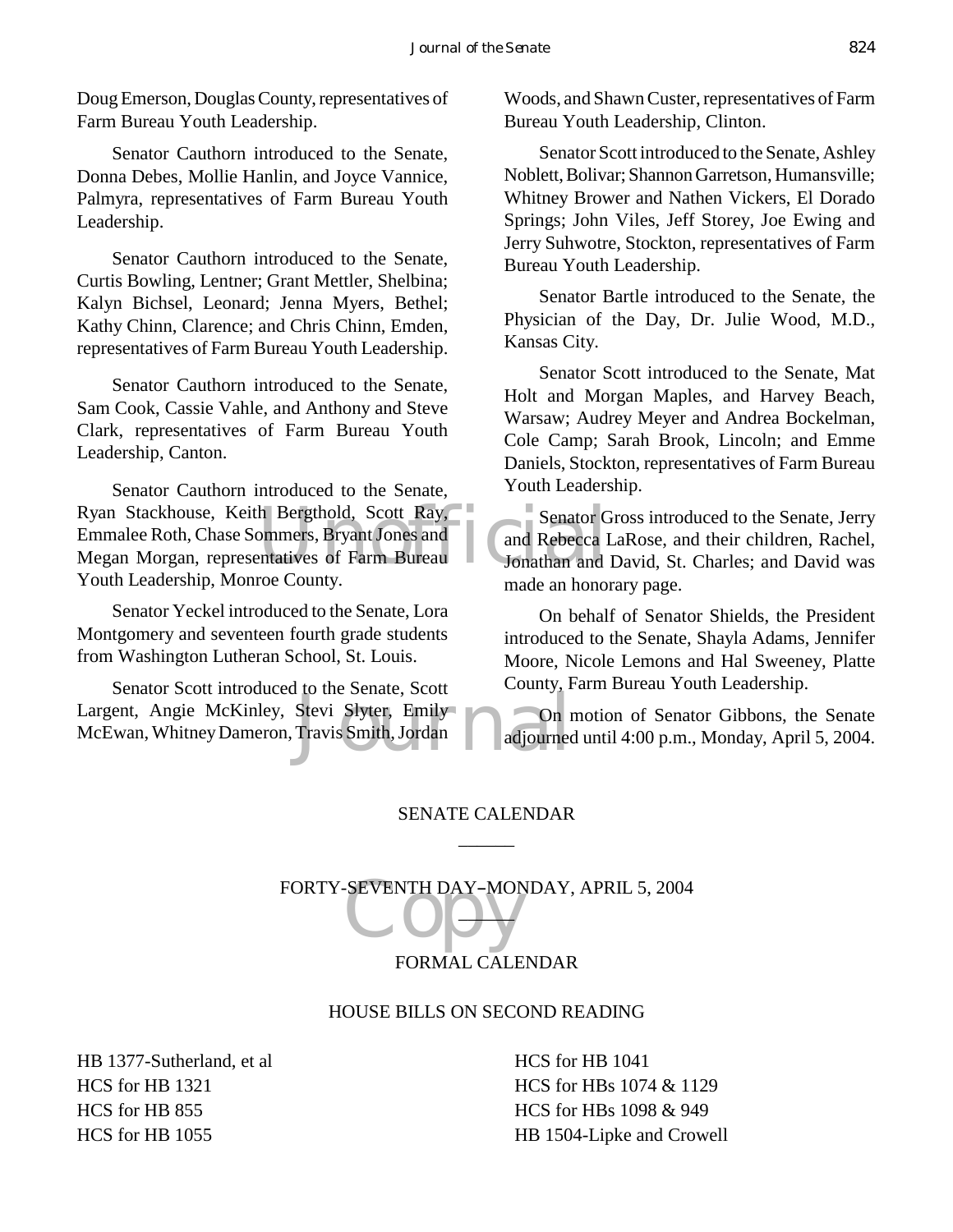Doug Emerson, Douglas County, representatives of Farm Bureau Youth Leadership.

Senator Cauthorn introduced to the Senate, Donna Debes, Mollie Hanlin, and Joyce Vannice, Palmyra, representatives of Farm Bureau Youth Leadership.

Senator Cauthorn introduced to the Senate, Curtis Bowling, Lentner; Grant Mettler, Shelbina; Kalyn Bichsel, Leonard; Jenna Myers, Bethel; Kathy Chinn, Clarence; and Chris Chinn, Emden, representatives of Farm Bureau Youth Leadership.

Senator Cauthorn introduced to the Senate, Sam Cook, Cassie Vahle, and Anthony and Steve Clark, representatives of Farm Bureau Youth Leadership, Canton.

Senator Cauthorn introduced to the Senate, Ryan Stackhouse, Keith Bergthold, Scott Ray, Emmalee Roth, Chase Sommers, Bryant Jones and Megan Morgan, representatives of Farm Bureau Youth Leadership, Monroe County.

Senator Yeckel introduced to the Senate, Lora Montgomery and seventeen fourth grade students from Washington Lutheran School, St. Louis.

Senator Scott introduced to the Senate, Scott Largent, Angie McKinley, Stevi Slyter, Emily McEwan, Whitney Dameron, Travis Smith, Jordan Woods, and Shawn Custer, representatives of Farm Bureau Youth Leadership, Clinton.

Senator Scott introduced to the Senate, Ashley Noblett, Bolivar; Shannon Garretson, Humansville; Whitney Brower and Nathen Vickers, El Dorado Springs; John Viles, Jeff Storey, Joe Ewing and Jerry Suhwotre, Stockton, representatives of Farm Bureau Youth Leadership.

Senator Bartle introduced to the Senate, the Physician of the Day, Dr. Julie Wood, M.D., Kansas City.

Senator Scott introduced to the Senate, Mat Holt and Morgan Maples, and Harvey Beach, Warsaw; Audrey Meyer and Andrea Bockelman, Cole Camp; Sarah Brook, Lincoln; and Emme Daniels, Stockton, representatives of Farm Bureau Youth Leadership.

Senator Gross introduced to the Senate, Jerry and Rebecca LaRose, and their children, Rachel, Jonathan and David, St. Charles; and David was made an honorary page.

On behalf of Senator Shields, the President introduced to the Senate, Shayla Adams, Jennifer Moore, Nicole Lemons and Hal Sweeney, Platte County, Farm Bureau Youth Leadership.

On motion of Senator Gibbons, the Senate adjourned until 4:00 p.m., Monday, April 5, 2004.

## SENATE CALENDAR

______

### FORTY-SEVENTH DAY–MONDAY, APRIL 5, 2004

______

### FORMAL CALENDAR

#### HOUSE BILLS ON SECOND READING

HB 1377-Sutherland, et al
HCS for HB 1321
HCS for HB 855
HCS for HB 1055
HCS for HB 1041
HCS for HBs 1074 & 1129
HCS for HBs 1098 & 949
HB 1504-Lipke and Crowell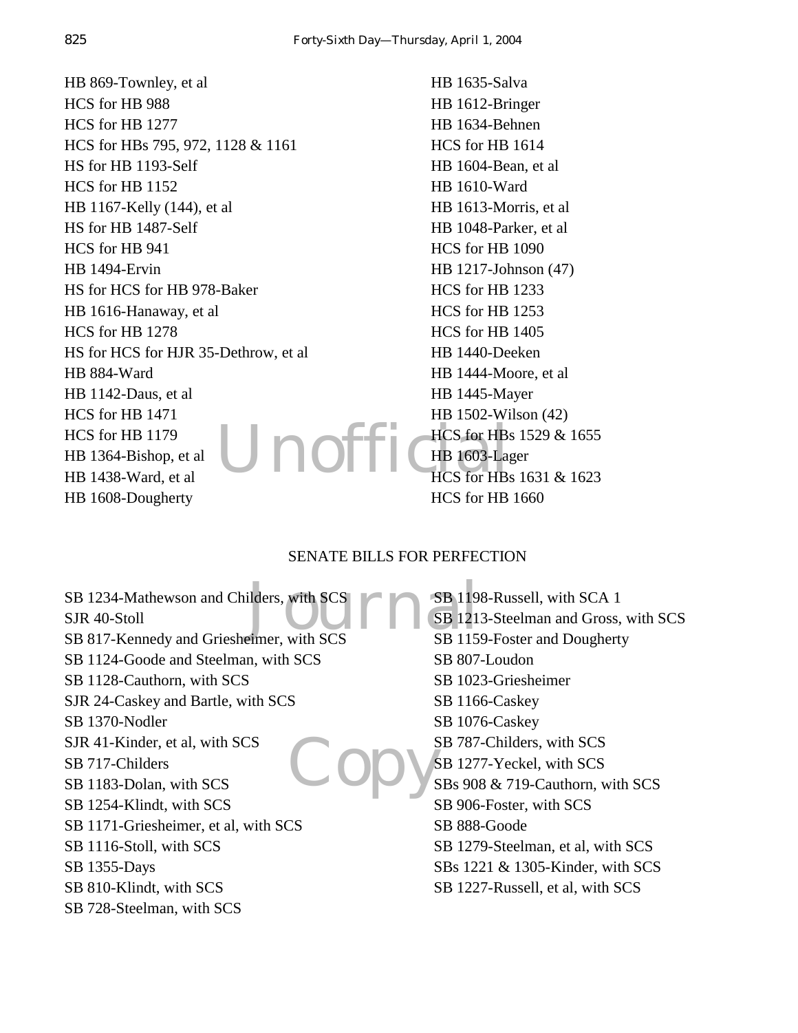HB 869-Townley, et al
HCS for HB 988
HCS for HB 1277
HCS for HBs 795, 972, 1128 & 1161
HS for HB 1193-Self
HCS for HB 1152
HB 1167-Kelly (144), et al
HS for HB 1487-Self
HCS for HB 941
HB 1494-Ervin
HS for HCS for HB 978-Baker
HB 1616-Hanaway, et al
HCS for HB 1278
HS for HCS for HJR 35-Dethrow, et al
HB 884-Ward
HB 1142-Daus, et al
HCS for HB 1471
HCS for HB 1179
HB 1364-Bishop, et al
HB 1438-Ward, et al
HB 1608-Dougherty
HB 1635-Salva
HB 1612-Bringer
HB 1634-Behnen
HCS for HB 1614
HB 1604-Bean, et al
HB 1610-Ward
HB 1613-Morris, et al
HB 1048-Parker, et al
HCS for HB 1090
HB 1217-Johnson (47)
HCS for HB 1233
HCS for HB 1253
HCS for HB 1405
HB 1440-Deeken
HB 1444-Moore, et al
HB 1445-Mayer
HB 1502-Wilson (42)
HCS for HBs 1529 & 1655
HB 1603-Lager
HCS for HBs 1631 & 1623
HCS for HB 1660

SENATE BILLS FOR PERFECTION

SB 1234-Mathewson and Childers, with SCS
SJR 40-Stoll
SB 817-Kennedy and Griesheimer, with SCS
SB 1124-Goode and Steelman, with SCS
SB 1128-Cauthorn, with SCS
SJR 24-Caskey and Bartle, with SCS
SB 1370-Nodler
SJR 41-Kinder, et al, with SCS
SB 717-Childers
SB 1183-Dolan, with SCS
SB 1254-Klindt, with SCS
SB 1171-Griesheimer, et al, with SCS
SB 1116-Stoll, with SCS
SB 1355-Days
SB 810-Klindt, with SCS
SB 728-Steelman, with SCS
SB 1198-Russell, with SCA 1
SB 1213-Steelman and Gross, with SCS
SB 1159-Foster and Dougherty
SB 807-Loudon
SB 1023-Griesheimer
SB 1166-Caskey
SB 1076-Caskey
SB 787-Childers, with SCS
SB 1277-Yeckel, with SCS
SBs 908 & 719-Cauthorn, with SCS
SB 906-Foster, with SCS
SB 888-Goode
SB 1279-Steelman, et al, with SCS
SBs 1221 & 1305-Kinder, with SCS
SB 1227-Russell, et al, with SCS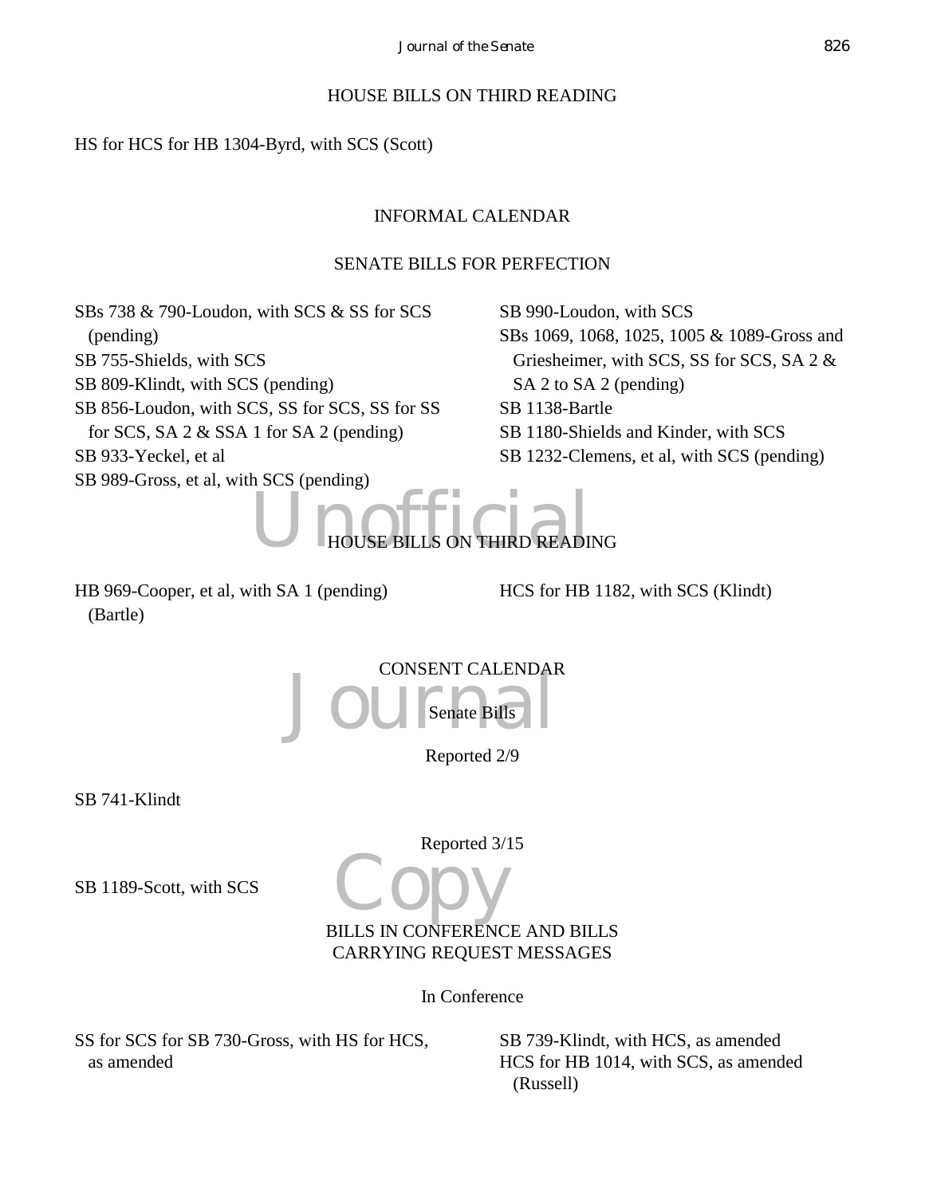## HOUSE BILLS ON THIRD READING

HS for HCS for HB 1304-Byrd, with SCS (Scott)

## INFORMAL CALENDAR

### SENATE BILLS FOR PERFECTION

SBs 738 & 790-Loudon, with SCS & SS for SCS (pending)
SB 755-Shields, with SCS
SB 809-Klindt, with SCS (pending)
SB 856-Loudon, with SCS, SS for SCS, SS for SS for SCS, SA 2 & SSA 1 for SA 2 (pending)
SB 933-Yeckel, et al
SB 989-Gross, et al, with SCS (pending)
SB 990-Loudon, with SCS
SBs 1069, 1068, 1025, 1005 & 1089-Gross and Griesheimer, with SCS, SS for SCS, SA 2 & SA 2 to SA 2 (pending)
SB 1138-Bartle
SB 1180-Shields and Kinder, with SCS
SB 1232-Clemens, et al, with SCS (pending)

### HOUSE BILLS ON THIRD READING

HB 969-Cooper, et al, with SA 1 (pending) (Bartle)
HCS for HB 1182, with SCS (Klindt)

## CONSENT CALENDAR

### Senate Bills

Reported 2/9

SB 741-Klindt

Reported 3/15

SB 1189-Scott, with SCS

## BILLS IN CONFERENCE AND BILLS CARRYING REQUEST MESSAGES

### In Conference

SS for SCS for SB 730-Gross, with HS for HCS, as amended
SB 739-Klindt, with HCS, as amended
HCS for HB 1014, with SCS, as amended (Russell)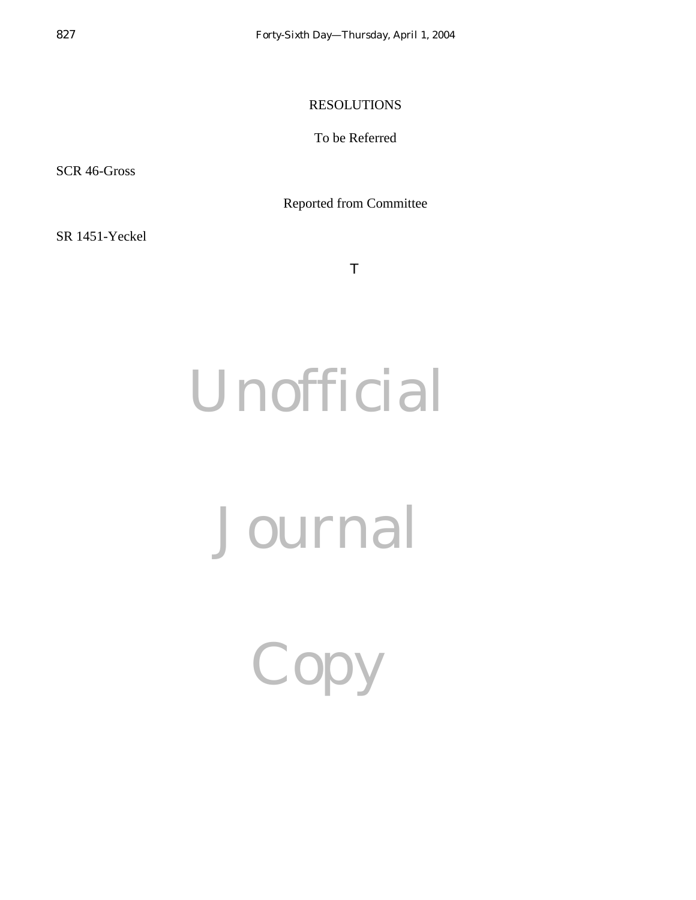RESOLUTIONS

To be Referred

SCR 46-Gross

Reported from Committee

SR 1451-Yeckel

T